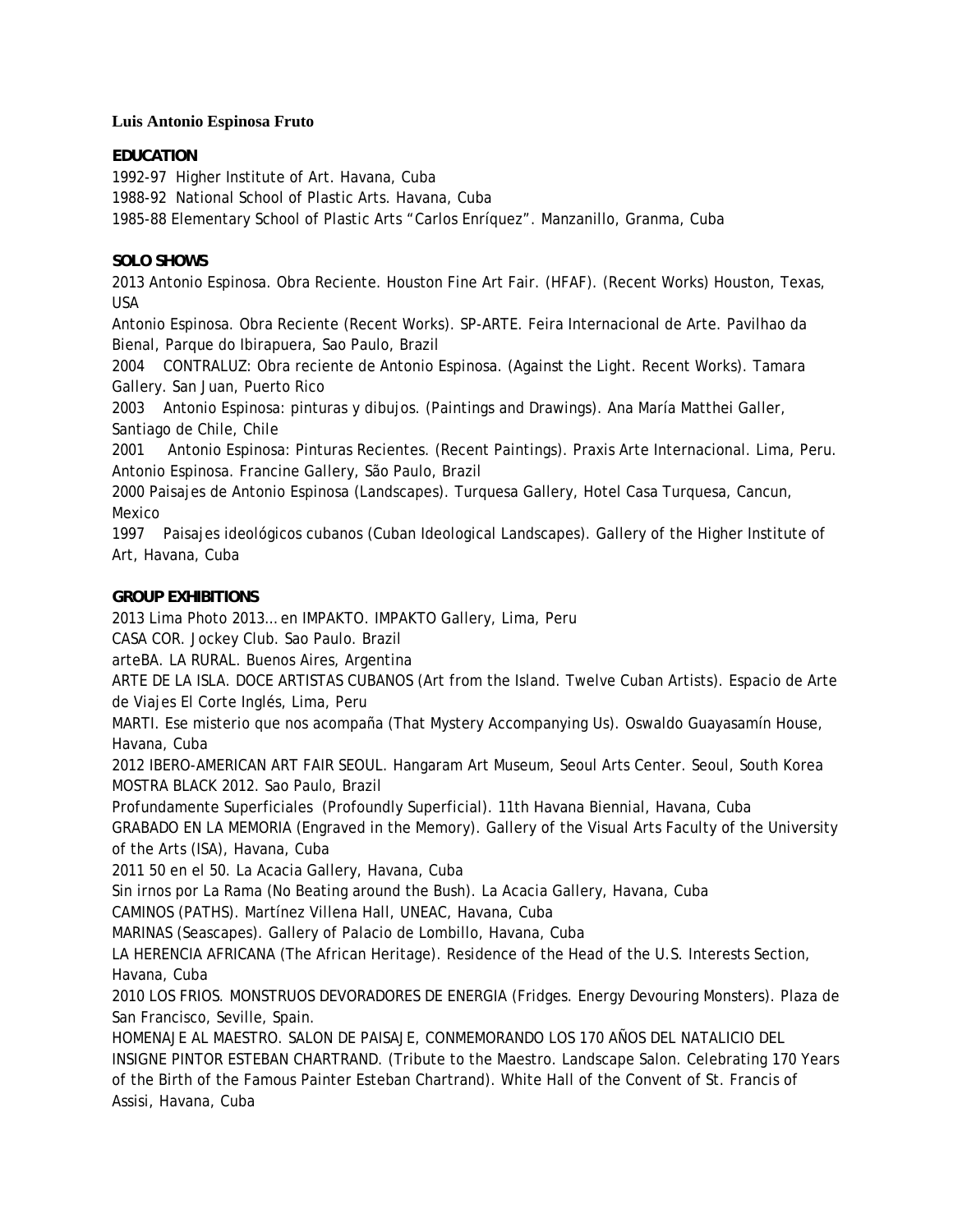**Luis Antonio Espinosa Fruto**

**EDUCATION**

1992-97 Higher Institute of Art. Havana, Cuba

1988-92 National School of Plastic Arts. Havana, Cuba

1985-88 Elementary School of Plastic Arts "Carlos Enríquez". Manzanillo, Granma, Cuba

**SOLO SHOWS**

2013 Antonio Espinosa. Obra Reciente. Houston Fine Art Fair. (HFAF). (Recent Works) Houston, Texas, USA

Antonio Espinosa. Obra Reciente (Recent Works). SP-ARTE. Feira Internacional de Arte. Pavilhao da Bienal, Parque do Ibirapuera, Sao Paulo, Brazil

2004 CONTRALUZ: Obra reciente de Antonio Espinosa. (Against the Light. Recent Works). Tamara Gallery. San Juan, Puerto Rico

2003 Antonio Espinosa: pinturas y dibujos. (Paintings and Drawings). Ana María Matthei Galler, Santiago de Chile, Chile

2001 Antonio Espinosa: Pinturas Recientes. (Recent Paintings). Praxis Arte Internacional. Lima, Peru.

Antonio Espinosa. Francine Gallery, São Paulo, Brazil

2000 Paisajes de Antonio Espinosa (Landscapes). Turquesa Gallery, Hotel Casa Turquesa, Cancun, Mexico

1997 Paisajes ideológicos cubanos (Cuban Ideological Landscapes). Gallery of the Higher Institute of Art, Havana, Cuba

**GROUP EXHIBITIONS**

2013 Lima Photo 2013… en IMPAKTO. IMPAKTO Gallery, Lima, Peru

CASA COR. Jockey Club. Sao Paulo. Brazil

arteBA. LA RURAL. Buenos Aires, Argentina

ARTE DE LA ISLA. DOCE ARTISTAS CUBANOS (Art from the Island. Twelve Cuban Artists). Espacio de Arte de Viajes El Corte Inglés, Lima, Peru

MARTI. Ese misterio que nos acompaña (That Mystery Accompanying Us). Oswaldo Guayasamín House, Havana, Cuba

2012 IBERO-AMERICAN ART FAIR SEOUL. Hangaram Art Museum, Seoul Arts Center. Seoul, South Korea

MOSTRA BLACK 2012. Sao Paulo, Brazil

Profundamente Superficiales (Profoundly Superficial). 11th Havana Biennial, Havana, Cuba

GRABADO EN LA MEMORIA (Engraved in the Memory). Gallery of the Visual Arts Faculty of the University of the Arts (ISA), Havana, Cuba

2011 50 en el 50. La Acacia Gallery, Havana, Cuba

Sin irnos por La Rama (No Beating around the Bush). La Acacia Gallery, Havana, Cuba

CAMINOS (PATHS). Martínez Villena Hall, UNEAC, Havana, Cuba

MARINAS (Seascapes). Gallery of Palacio de Lombillo, Havana, Cuba

LA HERENCIA AFRICANA (The African Heritage). Residence of the Head of the U.S. Interests Section, Havana, Cuba

2010 LOS FRIOS. MONSTRUOS DEVORADORES DE ENERGIA (Fridges. Energy Devouring Monsters). Plaza de San Francisco, Seville, Spain.

HOMENAJE AL MAESTRO. SALON DE PAISAJE, CONMEMORANDO LOS 170 AÑOS DEL NATALICIO DEL INSIGNE PINTOR ESTEBAN CHARTRAND. (Tribute to the Maestro. Landscape Salon. Celebrating 170 Years of the Birth of the Famous Painter Esteban Chartrand). White Hall of the Convent of St. Francis of Assisi, Havana, Cuba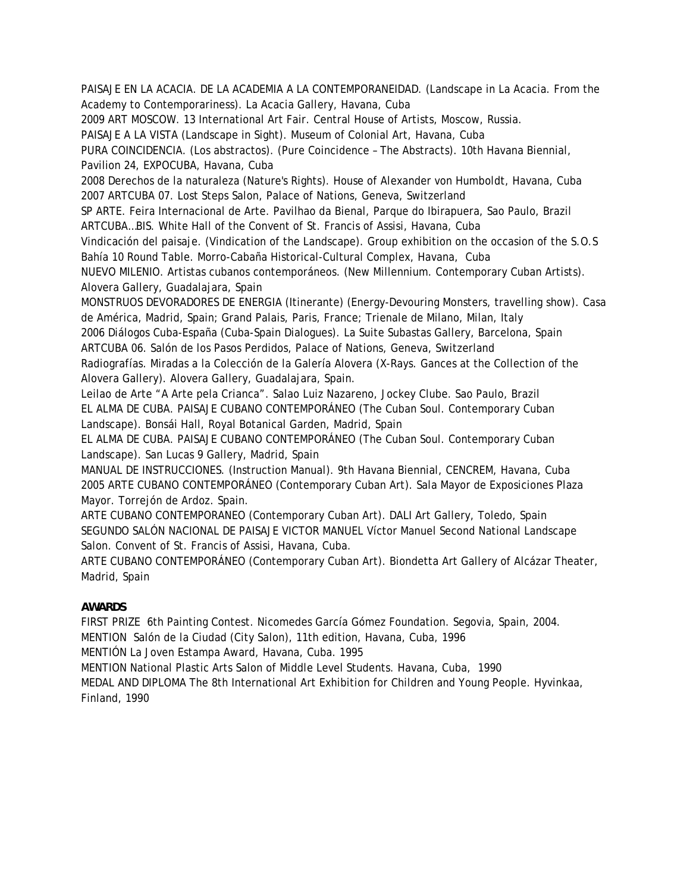PAISAJE EN LA ACACIA. DE LA ACADEMIA A LA CONTEMPORANEIDAD. (Landscape in La Acacia. From the Academy to Contemporariness). La Acacia Gallery, Havana, Cuba

2009 ART MOSCOW. 13 International Art Fair. Central House of Artists, Moscow, Russia.

PAISAJE A LA VISTA (Landscape in Sight). Museum of Colonial Art, Havana, Cuba

PURA COINCIDENCIA. (Los abstractos). (Pure Coincidence – The Abstracts). 10th Havana Biennial, Pavilion 24, EXPOCUBA, Havana, Cuba

2008 Derechos de la naturaleza (Nature's Rights). House of Alexander von Humboldt, Havana, Cuba

2007 ARTCUBA 07. Lost Steps Salon, Palace of Nations, Geneva, Switzerland

SP ARTE. Feira Internacional de Arte. Pavilhao da Bienal, Parque do Ibirapuera, Sao Paulo, Brazil

ARTCUBA…BIS. White Hall of the Convent of St. Francis of Assisi, Havana, Cuba

Vindicación del paisaje. (Vindication of the Landscape). Group exhibition on the occasion of the S.O.S Bahía 10 Round Table. Morro-Cabaña Historical-Cultural Complex, Havana, Cuba

NUEVO MILENIO. Artistas cubanos contemporáneos. (New Millennium. Contemporary Cuban Artists). Alovera Gallery, Guadalajara, Spain

MONSTRUOS DEVORADORES DE ENERGIA (Itinerante) (Energy-Devouring Monsters, travelling show). Casa de América, Madrid, Spain; Grand Palais, Paris, France; Trienale de Milano, Milan, Italy

2006 Diálogos Cuba-España (Cuba-Spain Dialogues). La Suite Subastas Gallery, Barcelona, Spain

ARTCUBA 06. Salón de los Pasos Perdidos, Palace of Nations, Geneva, Switzerland

Radiografías. Miradas a la Colección de la Galería Alovera (X-Rays. Gances at the Collection of the Alovera Gallery). Alovera Gallery, Guadalajara, Spain.

Leilao de Arte "A Arte pela Crianca". Salao Luiz Nazareno, Jockey Clube. Sao Paulo, Brazil

EL ALMA DE CUBA. PAISAJE CUBANO CONTEMPORÁNEO (The Cuban Soul. Contemporary Cuban Landscape). Bonsái Hall, Royal Botanical Garden, Madrid, Spain

EL ALMA DE CUBA. PAISAJE CUBANO CONTEMPORÁNEO (The Cuban Soul. Contemporary Cuban Landscape). San Lucas 9 Gallery, Madrid, Spain

MANUAL DE INSTRUCCIONES. (Instruction Manual). 9th Havana Biennial, CENCREM, Havana, Cuba

2005 ARTE CUBANO CONTEMPORÁNEO (Contemporary Cuban Art). Sala Mayor de Exposiciones Plaza Mayor. Torrejón de Ardoz. Spain.

ARTE CUBANO CONTEMPORANEO (Contemporary Cuban Art). DALI Art Gallery, Toledo, Spain

SEGUNDO SALÓN NACIONAL DE PAISAJE VICTOR MANUEL Víctor Manuel Second National Landscape Salon. Convent of St. Francis of Assisi, Havana, Cuba.

ARTE CUBANO CONTEMPORÁNEO (Contemporary Cuban Art). Biondetta Art Gallery of Alcázar Theater, Madrid, Spain

**AWARDS**

FIRST PRIZE 6th Painting Contest. Nicomedes García Gómez Foundation. Segovia, Spain, 2004.

MENTION Salón de la Ciudad (City Salon), 11th edition, Havana, Cuba, 1996

MENTIÓN La Joven Estampa Award, Havana, Cuba. 1995

MENTION National Plastic Arts Salon of Middle Level Students. Havana, Cuba, 1990

MEDAL AND DIPLOMA The 8th International Art Exhibition for Children and Young People. Hyvinkaa, Finland, 1990